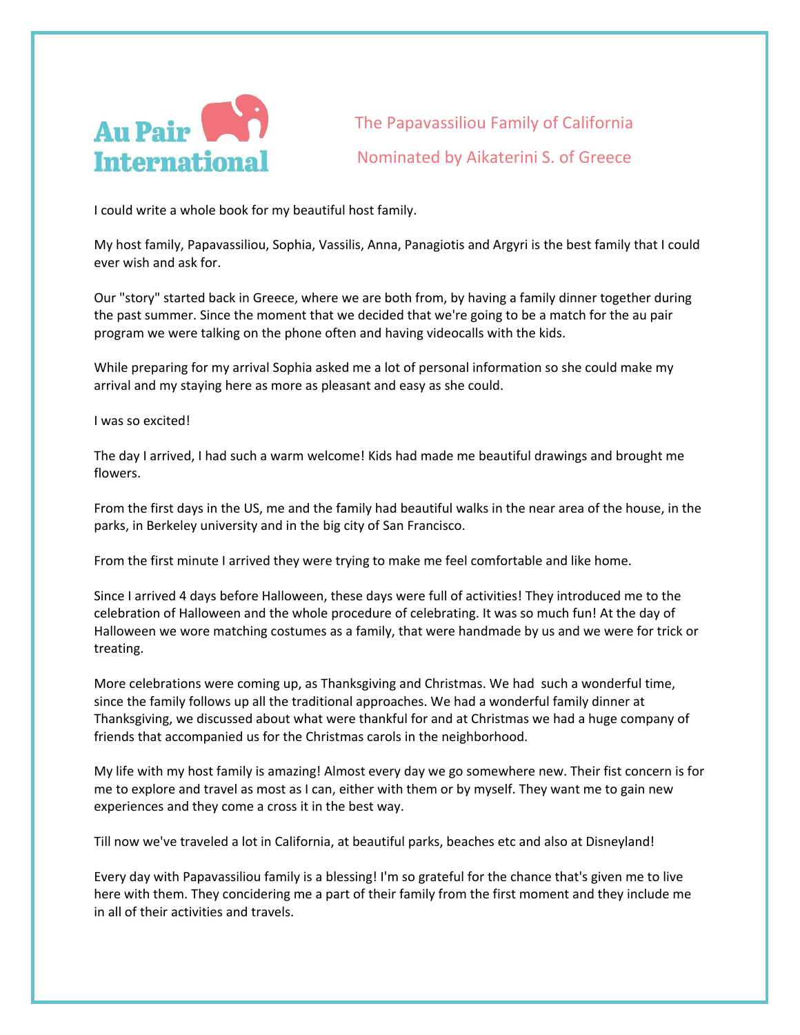Au Pair International

## The Papavassiliou Family of California

## Nominated by Aikaterini S. of Greece

I could write a whole book for my beautiful host family.

My host family, Papavassiliou, Sophia, Vassilis, Anna, Panagiotis and Argyri is the best family that I could ever wish and ask for.

Our "story" started back in Greece, where we are both from, by having a family dinner together during the past summer. Since the moment that we decided that we're going to be a match for the au pair program we were talking on the phone often and having videocalls with the kids.

While preparing for my arrival Sophia asked me a lot of personal information so she could make my arrival and my staying here as more as pleasant and easy as she could.

I was so excited!

The day I arrived, I had such a warm welcome! Kids had made me beautiful drawings and brought me flowers.

From the first days in the US, me and the family had beautiful walks in the near area of the house, in the parks, in Berkeley university and in the big city of San Francisco.

From the first minute I arrived they were trying to make me feel comfortable and like home.

Since I arrived 4 days before Halloween, these days were full of activities! They introduced me to the celebration of Halloween and the whole procedure of celebrating. It was so much fun! At the day of Halloween we wore matching costumes as a family, that were handmade by us and we were for trick or treating.

More celebrations were coming up, as Thanksgiving and Christmas. We had such a wonderful time, since the family follows up all the traditional approaches. We had a wonderful family dinner at Thanksgiving, we discussed about what were thankful for and at Christmas we had a huge company of friends that accompanied us for the Christmas carols in the neighborhood.

My life with my host family is amazing! Almost every day we go somewhere new. Their fist concern is for me to explore and travel as most as I can, either with them or by myself. They want me to gain new experiences and they come a cross it in the best way.

Till now we've traveled a lot in California, at beautiful parks, beaches etc and also at Disneyland!

Every day with Papavassiliou family is a blessing! I'm so grateful for the chance that's given me to live here with them. They concidering me a part of their family from the first moment and they include me in all of their activities and travels.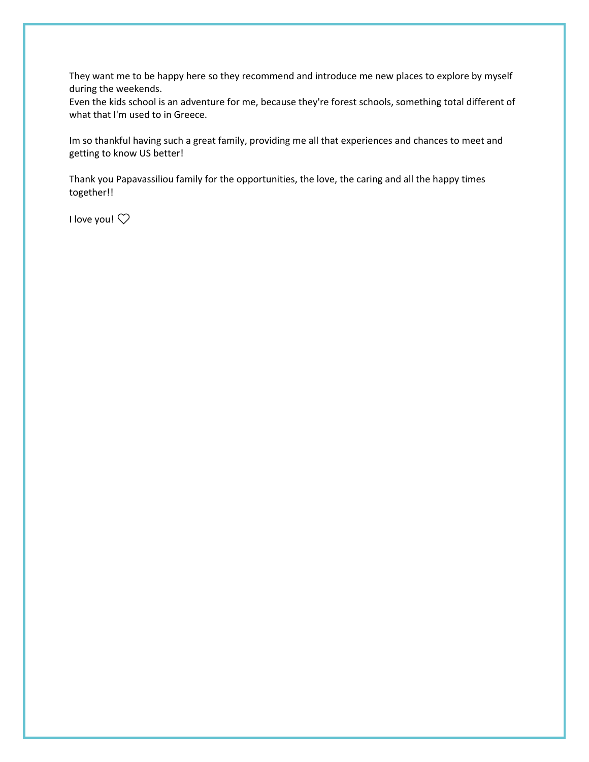They want me to be happy here so they recommend and introduce me new places to explore by myself during the weekends.
Even the kids school is an adventure for me, because they're forest schools, something total different of what that I'm used to in Greece.

Im so thankful having such a great family, providing me all that experiences and chances to meet and getting to know US better!

Thank you Papavassiliou family for the opportunities, the love, the caring and all the happy times together!!

I love you! ♡